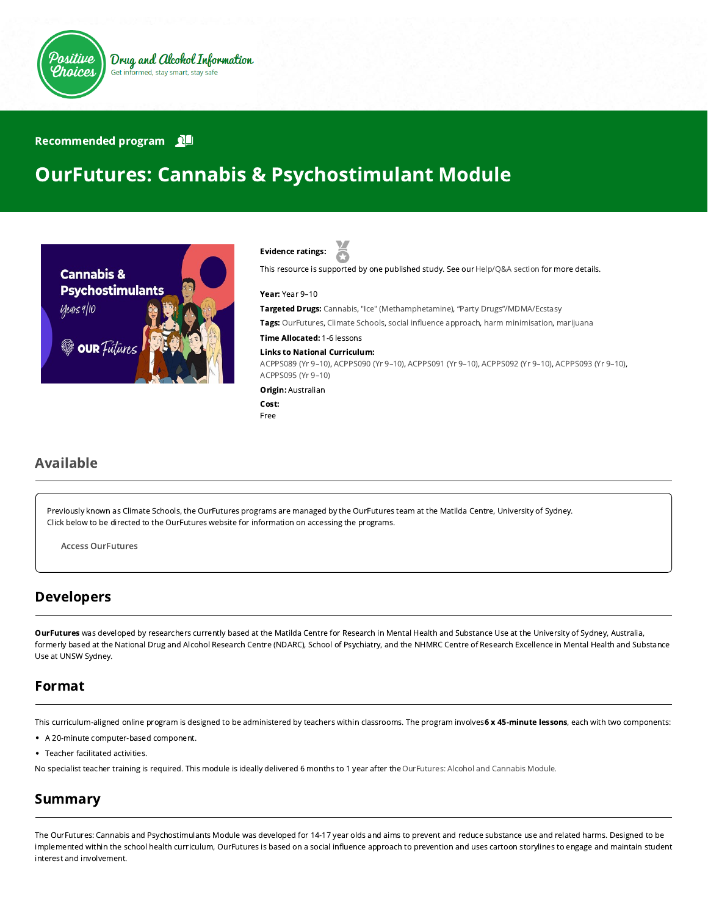Positive Choices

Drug and Alcohol Information

Get informed, stay smart, stay safe

**Recommended program**

# OurFutures: Cannabis & Psychostimulant Module

**Evidence ratings:**

This resource is supported by one published study. See our Help/Q&A section for more details.

**Year:** Year 9–10

**Targeted Drugs:** Cannabis, "Ice" (Methamphetamine), "Party Drugs"/MDMA/Ecstasy

**Tags:** OurFutures, Climate Schools, social influence approach, harm minimisation, marijuana

**Time Allocated:** 1-6 lessons

**Links to National Curriculum:**
ACPPS089 (Yr 9–10), ACPPS090 (Yr 9–10), ACPPS091 (Yr 9–10), ACPPS092 (Yr 9–10), ACPPS093 (Yr 9–10), ACPPS095 (Yr 9–10)

**Origin:** Australian

**Cost:**
Free

## Available

Previously known as Climate Schools, the OurFutures programs are managed by the OurFutures team at the Matilda Centre, University of Sydney.
Click below to be directed to the OurFutures website for information on accessing the programs.

Access OurFutures

## Developers

**OurFutures** was developed by researchers currently based at the Matilda Centre for Research in Mental Health and Substance Use at the University of Sydney, Australia, formerly based at the National Drug and Alcohol Research Centre (NDARC), School of Psychiatry, and the NHMRC Centre of Research Excellence in Mental Health and Substance Use at UNSW Sydney.

## Format

This curriculum-aligned online program is designed to be administered by teachers within classrooms. The program involves **6 x 45-minute lessons**, each with two components:

- A 20-minute computer-based component.
- Teacher facilitated activities.

No specialist teacher training is required. This module is ideally delivered 6 months to 1 year after the OurFutures: Alcohol and Cannabis Module.

## Summary

The OurFutures: Cannabis and Psychostimulants Module was developed for 14-17 year olds and aims to prevent and reduce substance use and related harms. Designed to be implemented within the school health curriculum, OurFutures is based on a social influence approach to prevention and uses cartoon storylines to engage and maintain student interest and involvement.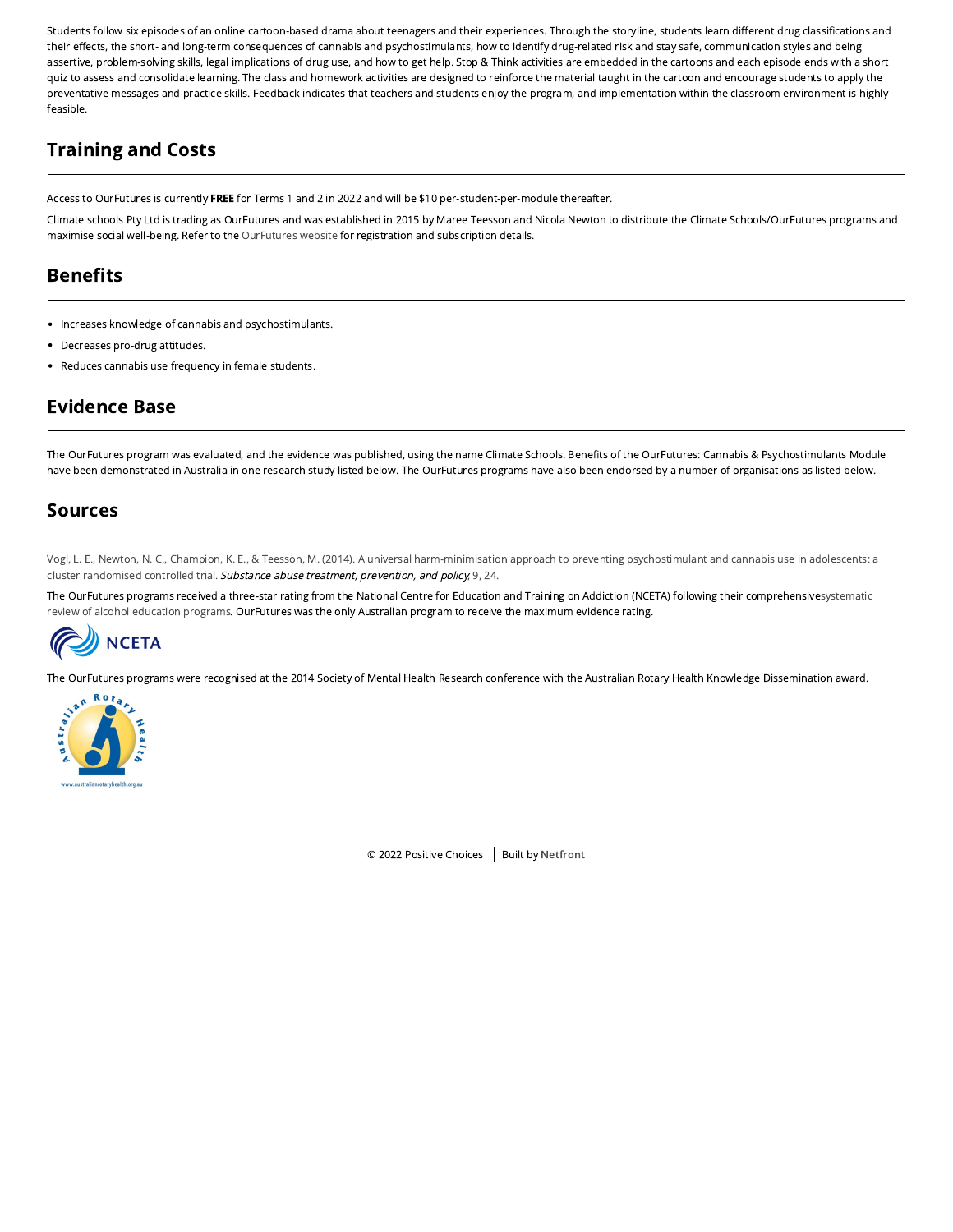Students follow six episodes of an online cartoon-based drama about teenagers and their experiences. Through the storyline, students learn different drug classifications and their effects, the short- and long-term consequences of cannabis and psychostimulants, how to identify drug-related risk and stay safe, communication styles and being assertive, problem-solving skills, legal implications of drug use, and how to get help. Stop & Think activities are embedded in the cartoons and each episode ends with a short quiz to assess and consolidate learning. The class and homework activities are designed to reinforce the material taught in the cartoon and encourage students to apply the preventative messages and practice skills. Feedback indicates that teachers and students enjoy the program, and implementation within the classroom environment is highly feasible.

## Training and Costs

Access to OurFutures is currently **FREE** for Terms 1 and 2 in 2022 and will be $10 per-student-per-module thereafter.

Climate schools Pty Ltd is trading as OurFutures and was established in 2015 by Maree Teesson and Nicola Newton to distribute the Climate Schools/OurFutures programs and maximise social well-being. Refer to the OurFutures website for registration and subscription details.

## Benefits

- Increases knowledge of cannabis and psychostimulants.
- Decreases pro-drug attitudes.
- Reduces cannabis use frequency in female students.

## Evidence Base

The OurFutures program was evaluated, and the evidence was published, using the name Climate Schools. Benefits of the OurFutures: Cannabis & Psychostimulants Module have been demonstrated in Australia in one research study listed below. The OurFutures programs have also been endorsed by a number of organisations as listed below.

## Sources

Vogl, L. E., Newton, N. C., Champion, K. E., & Teesson, M. (2014). A universal harm-minimisation approach to preventing psychostimulant and cannabis use in adolescents: a cluster randomised controlled trial. *Substance abuse treatment, prevention, and policy*, 9, 24.

The OurFutures programs received a three-star rating from the National Centre for Education and Training on Addiction (NCETA) following their comprehensive systematic review of alcohol education programs. OurFutures was the only Australian program to receive the maximum evidence rating.

The OurFutures programs were recognised at the 2014 Society of Mental Health Research conference with the Australian Rotary Health Knowledge Dissemination award.